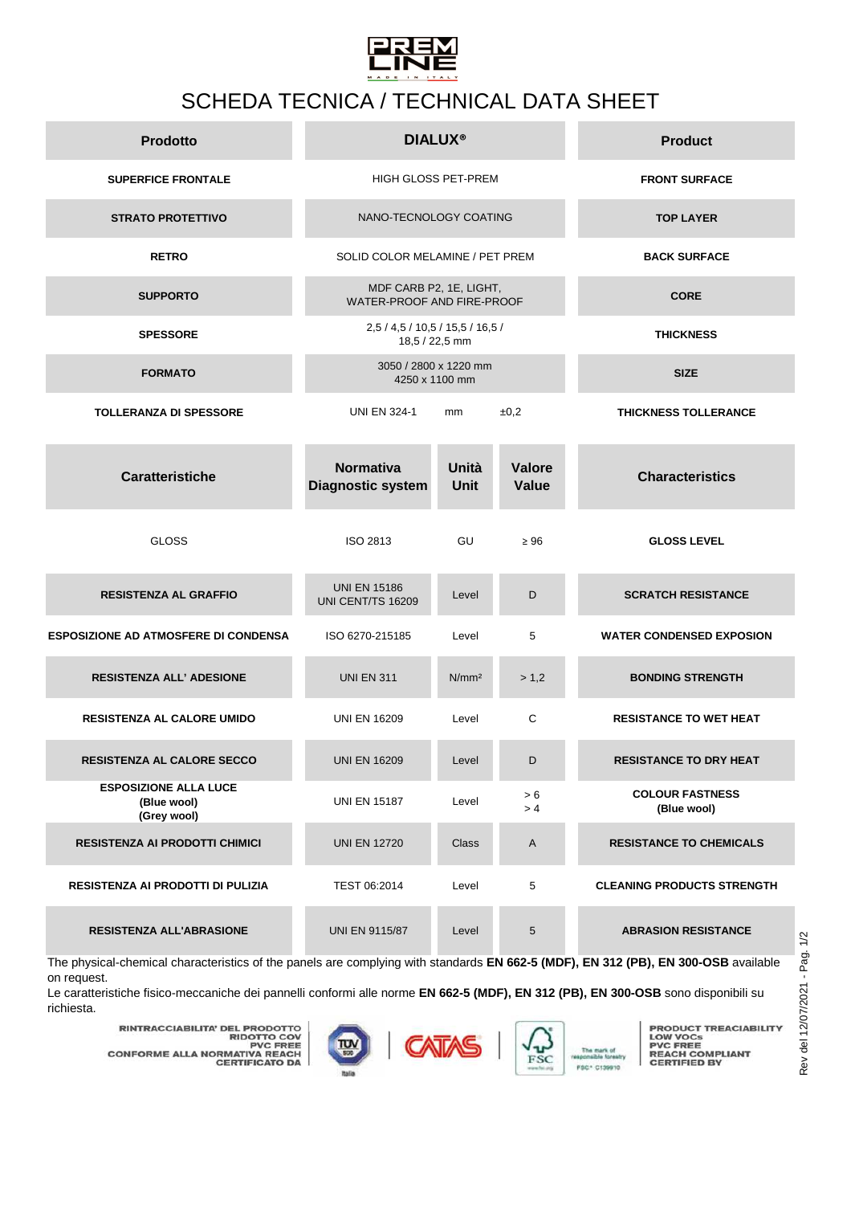PREM LINE

MADE IN ITALY

# SCHEDA TECNICA / TECHNICAL DATA SHEET

| Prodotto | DIALUX® | | | Product |
|---|---|---|---|---|
| SUPERFICE FRONTALE | HIGH GLOSS PET-PREM | | | FRONT SURFACE |
| STRATO PROTETTIVO | NANO-TECNOLOGY COATING | | | TOP LAYER |
| RETRO | SOLID COLOR MELAMINE / PET PREM | | | BACK SURFACE |
| SUPPORTO | MDF CARB P2, 1E, LIGHT, WATER-PROOF AND FIRE-PROOF | | | CORE |
| SPESSORE | 2,5 / 4,5 / 10,5 / 15,5 / 16,5 / 18,5 / 22,5 mm | | | THICKNESS |
| FORMATO | 3050 / 2800 x 1220 mm 4250 x 1100 mm | | | SIZE |
| TOLLERANZA DI SPESSORE | UNI EN 324-1 | mm | ±0,2 | THICKNESS TOLLERANCE |

| Caratteristiche | Normativa Diagnostic system | Unità Unit | Valore Value | Characteristics |
|---|---|---|---|---|
| GLOSS | ISO 2813 | GU | ≥ 96 | GLOSS LEVEL |
| RESISTENZA AL GRAFFIO | UNI EN 15186 UNI CENT/TS 16209 | Level | D | SCRATCH RESISTANCE |
| ESPOSIZIONE AD ATMOSFERE DI CONDENSA | ISO 6270-215185 | Level | 5 | WATER CONDENSED EXPOSION |
| RESISTENZA ALL' ADESIONE | UNI EN 311 | N/mm² | > 1,2 | BONDING STRENGTH |
| RESISTENZA AL CALORE UMIDO | UNI EN 16209 | Level | C | RESISTANCE TO WET HEAT |
| RESISTENZA AL CALORE SECCO | UNI EN 16209 | Level | D | RESISTANCE TO DRY HEAT |
| ESPOSIZIONE ALLA LUCE (Blue wool) (Grey wool) | UNI EN 15187 | Level | > 6 > 4 | COLOUR FASTNESS (Blue wool) |
| RESISTENZA AI PRODOTTI CHIMICI | UNI EN 12720 | Class | A | RESISTANCE TO CHEMICALS |
| RESISTENZA AI PRODOTTI DI PULIZIA | TEST 06:2014 | Level | 5 | CLEANING PRODUCTS STRENGTH |
| RESISTENZA ALL'ABRASIONE | UNI EN 9115/87 | Level | 5 | ABRASION RESISTANCE |

The physical-chemical characteristics of the panels are complying with standards **EN 662-5 (MDF), EN 312 (PB), EN 300-OSB** available on request.

Le caratteristiche fisico-meccaniche dei pannelli conformi alle norme **EN 662-5 (MDF), EN 312 (PB), EN 300-OSB** sono disponibili su richiesta.

RINTRACCIABILITA' DEL PRODOTTO
RIDOTTO COV
PVC FREE
CONFORME ALLA NORMATIVA REACH
CERTIFICATO DA

TÜV Italia | CATAS | FSC — The mark of responsible forestry — FSC® C139910

PRODUCT TREACIABILITY
LOW VOCs
PVC FREE
REACH COMPLIANT
CERTIFIED BY

Rev del 12/07/2021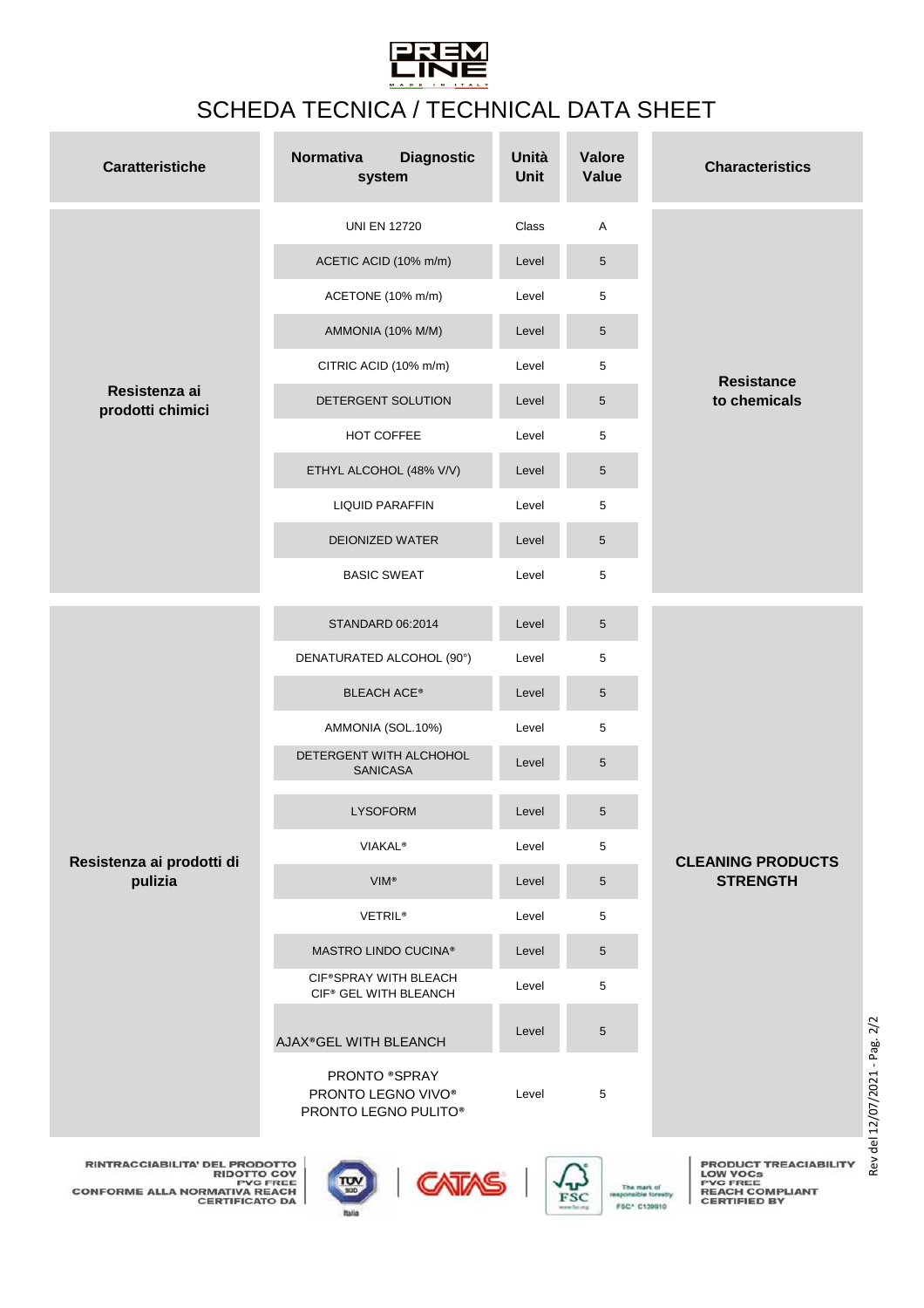# SCHEDA TECNICA / TECHNICAL DATA SHEET

| Caratteristiche | Normativa Diagnostic system | Unità Unit | Valore Value | Characteristics |
|---|---|---|---|---|
| Resistenza ai prodotti chimici | UNI EN 12720 | Class | A | Resistance to chemicals |
| | ACETIC ACID (10% m/m) | Level | 5 | |
| | ACETONE (10% m/m) | Level | 5 | |
| | AMMONIA (10% M/M) | Level | 5 | |
| | CITRIC ACID (10% m/m) | Level | 5 | |
| | DETERGENT SOLUTION | Level | 5 | |
| | HOT COFFEE | Level | 5 | |
| | ETHYL ALCOHOL (48% V/V) | Level | 5 | |
| | LIQUID PARAFFIN | Level | 5 | |
| | DEIONIZED WATER | Level | 5 | |
| | BASIC SWEAT | Level | 5 | |
| Resistenza ai prodotti di pulizia | STANDARD 06:2014 | Level | 5 | CLEANING PRODUCTS STRENGTH |
| | DENATURATED ALCOHOL (90°) | Level | 5 | |
| | BLEACH ACE® | Level | 5 | |
| | AMMONIA (SOL.10%) | Level | 5 | |
| | DETERGENT WITH ALCHOHOL SANICASA | Level | 5 | |
| | LYSOFORM | Level | 5 | |
| | VIAKAL® | Level | 5 | |
| | VIM® | Level | 5 | |
| | VETRIL® | Level | 5 | |
| | MASTRO LINDO CUCINA® | Level | 5 | |
| | CIF®SPRAY WITH BLEACH CIF® GEL WITH BLEANCH | Level | 5 | |
| | AJAX®GEL WITH BLEANCH | Level | 5 | |
| | PRONTO ®SPRAY PRONTO LEGNO VIVO® PRONTO LEGNO PULITO® | Level | 5 | |

Rev del 12/07/2021

RINTRACCIABILITA' DEL PRODOTTO
RIDOTTO COV
PVC FREE
CONFORME ALLA NORMATIVA REACH
CERTIFICATO DA

TÜV SÜD Italia | CATAS | FSC — The mark of responsible forestry — FSC® C139910

PRODUCT TREACIABILITY
LOW VOCs
PVC FREE
REACH COMPLIANT
CERTIFIED BY